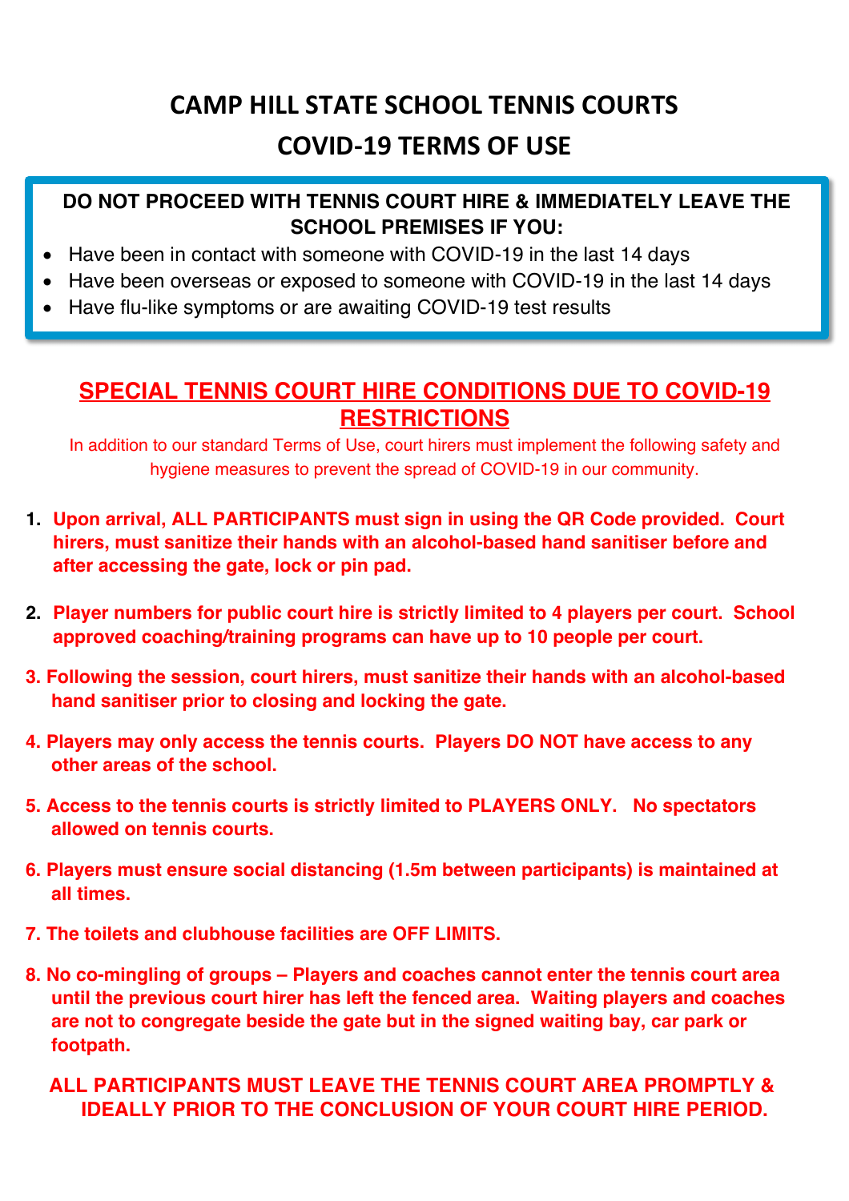# CAMP HILL STATE SCHOOL TENNIS COURTS

# COVID-19 TERMS OF USE

**DO NOT PROCEED WITH TENNIS COURT HIRE & IMMEDIATELY LEAVE THE SCHOOL PREMISES IF YOU:**

- Have been in contact with someone with COVID-19 in the last 14 days
- Have been overseas or exposed to someone with COVID-19 in the last 14 days
- Have flu-like symptoms or are awaiting COVID-19 test results

## SPECIAL TENNIS COURT HIRE CONDITIONS DUE TO COVID-19 RESTRICTIONS

In addition to our standard Terms of Use, court hirers must implement the following safety and hygiene measures to prevent the spread of COVID-19 in our community.

1. **Upon arrival, ALL PARTICIPANTS must sign in using the QR Code provided. Court hirers, must sanitize their hands with an alcohol-based hand sanitiser before and after accessing the gate, lock or pin pad.**
2. **Player numbers for public court hire is strictly limited to 4 players per court. School approved coaching/training programs can have up to 10 people per court.**
3. **Following the session, court hirers, must sanitize their hands with an alcohol-based hand sanitiser prior to closing and locking the gate.**
4. **Players may only access the tennis courts. Players DO NOT have access to any other areas of the school.**
5. **Access to the tennis courts is strictly limited to PLAYERS ONLY. No spectators allowed on tennis courts.**
6. **Players must ensure social distancing (1.5m between participants) is maintained at all times.**
7. **The toilets and clubhouse facilities are OFF LIMITS.**
8. **No co-mingling of groups – Players and coaches cannot enter the tennis court area until the previous court hirer has left the fenced area. Waiting players and coaches are not to congregate beside the gate but in the signed waiting bay, car park or footpath.**

**ALL PARTICIPANTS MUST LEAVE THE TENNIS COURT AREA PROMPTLY & IDEALLY PRIOR TO THE CONCLUSION OF YOUR COURT HIRE PERIOD.**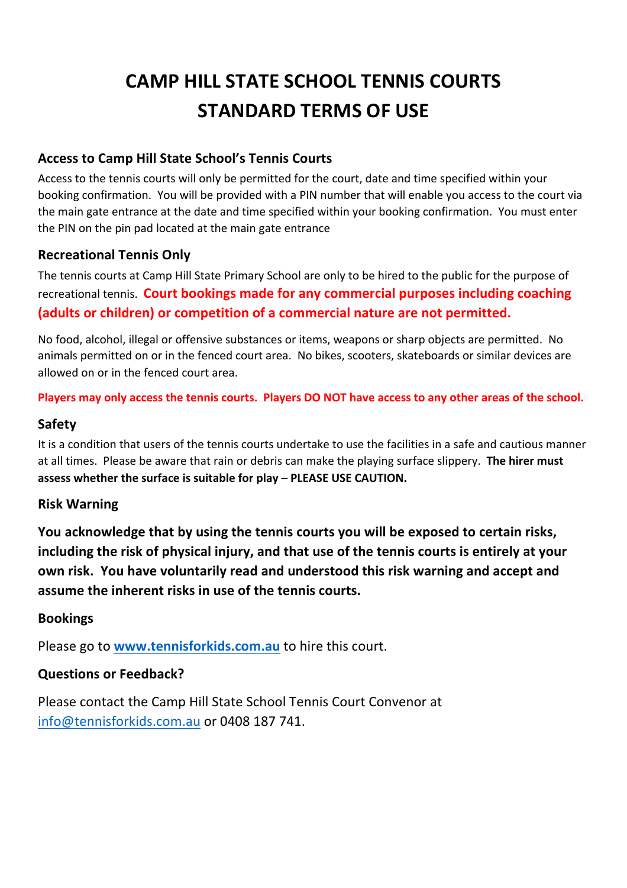# CAMP HILL STATE SCHOOL TENNIS COURTS STANDARD TERMS OF USE

## Access to Camp Hill State School's Tennis Courts

Access to the tennis courts will only be permitted for the court, date and time specified within your booking confirmation. You will be provided with a PIN number that will enable you access to the court via the main gate entrance at the date and time specified within your booking confirmation. You must enter the PIN on the pin pad located at the main gate entrance

## Recreational Tennis Only

The tennis courts at Camp Hill State Primary School are only to be hired to the public for the purpose of recreational tennis. **Court bookings made for any commercial purposes including coaching (adults or children) or competition of a commercial nature are not permitted.**

No food, alcohol, illegal or offensive substances or items, weapons or sharp objects are permitted. No animals permitted on or in the fenced court area. No bikes, scooters, skateboards or similar devices are allowed on or in the fenced court area.

**Players may only access the tennis courts. Players DO NOT have access to any other areas of the school.**

## Safety

It is a condition that users of the tennis courts undertake to use the facilities in a safe and cautious manner at all times. Please be aware that rain or debris can make the playing surface slippery. **The hirer must assess whether the surface is suitable for play – PLEASE USE CAUTION.**

## Risk Warning

**You acknowledge that by using the tennis courts you will be exposed to certain risks, including the risk of physical injury, and that use of the tennis courts is entirely at your own risk. You have voluntarily read and understood this risk warning and accept and assume the inherent risks in use of the tennis courts.**

## Bookings

Please go to **www.tennisforkids.com.au** to hire this court.

## Questions or Feedback?

Please contact the Camp Hill State School Tennis Court Convenor at info@tennisforkids.com.au or 0408 187 741.